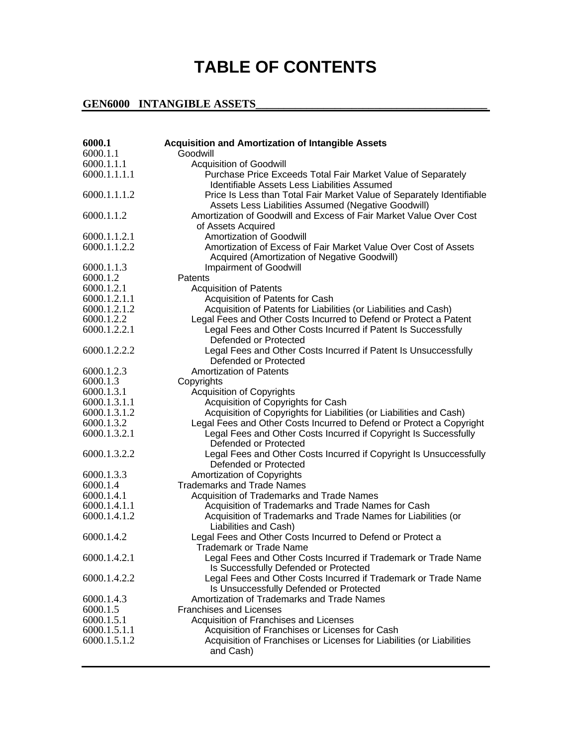# TABLE OF CONTENTS

## GEN6000 INTANGIBLE ASSETS

| | |
|---|---|
| **6000.1** | **Acquisition and Amortization of Intangible Assets** |
| 6000.1.1 | Goodwill |
| 6000.1.1.1 | Acquisition of Goodwill |
| 6000.1.1.1.1 | Purchase Price Exceeds Total Fair Market Value of Separately Identifiable Assets Less Liabilities Assumed |
| 6000.1.1.1.2 | Price Is Less than Total Fair Market Value of Separately Identifiable Assets Less Liabilities Assumed (Negative Goodwill) |
| 6000.1.1.2 | Amortization of Goodwill and Excess of Fair Market Value Over Cost of Assets Acquired |
| 6000.1.1.2.1 | Amortization of Goodwill |
| 6000.1.1.2.2 | Amortization of Excess of Fair Market Value Over Cost of Assets Acquired (Amortization of Negative Goodwill) |
| 6000.1.1.3 | Impairment of Goodwill |
| 6000.1.2 | Patents |
| 6000.1.2.1 | Acquisition of Patents |
| 6000.1.2.1.1 | Acquisition of Patents for Cash |
| 6000.1.2.1.2 | Acquisition of Patents for Liabilities (or Liabilities and Cash) |
| 6000.1.2.2 | Legal Fees and Other Costs Incurred to Defend or Protect a Patent |
| 6000.1.2.2.1 | Legal Fees and Other Costs Incurred if Patent Is Successfully Defended or Protected |
| 6000.1.2.2.2 | Legal Fees and Other Costs Incurred if Patent Is Unsuccessfully Defended or Protected |
| 6000.1.2.3 | Amortization of Patents |
| 6000.1.3 | Copyrights |
| 6000.1.3.1 | Acquisition of Copyrights |
| 6000.1.3.1.1 | Acquisition of Copyrights for Cash |
| 6000.1.3.1.2 | Acquisition of Copyrights for Liabilities (or Liabilities and Cash) |
| 6000.1.3.2 | Legal Fees and Other Costs Incurred to Defend or Protect a Copyright |
| 6000.1.3.2.1 | Legal Fees and Other Costs Incurred if Copyright Is Successfully Defended or Protected |
| 6000.1.3.2.2 | Legal Fees and Other Costs Incurred if Copyright Is Unsuccessfully Defended or Protected |
| 6000.1.3.3 | Amortization of Copyrights |
| 6000.1.4 | Trademarks and Trade Names |
| 6000.1.4.1 | Acquisition of Trademarks and Trade Names |
| 6000.1.4.1.1 | Acquisition of Trademarks and Trade Names for Cash |
| 6000.1.4.1.2 | Acquisition of Trademarks and Trade Names for Liabilities (or Liabilities and Cash) |
| 6000.1.4.2 | Legal Fees and Other Costs Incurred to Defend or Protect a Trademark or Trade Name |
| 6000.1.4.2.1 | Legal Fees and Other Costs Incurred if Trademark or Trade Name Is Successfully Defended or Protected |
| 6000.1.4.2.2 | Legal Fees and Other Costs Incurred if Trademark or Trade Name Is Unsuccessfully Defended or Protected |
| 6000.1.4.3 | Amortization of Trademarks and Trade Names |
| 6000.1.5 | Franchises and Licenses |
| 6000.1.5.1 | Acquisition of Franchises and Licenses |
| 6000.1.5.1.1 | Acquisition of Franchises or Licenses for Cash |
| 6000.1.5.1.2 | Acquisition of Franchises or Licenses for Liabilities (or Liabilities and Cash) |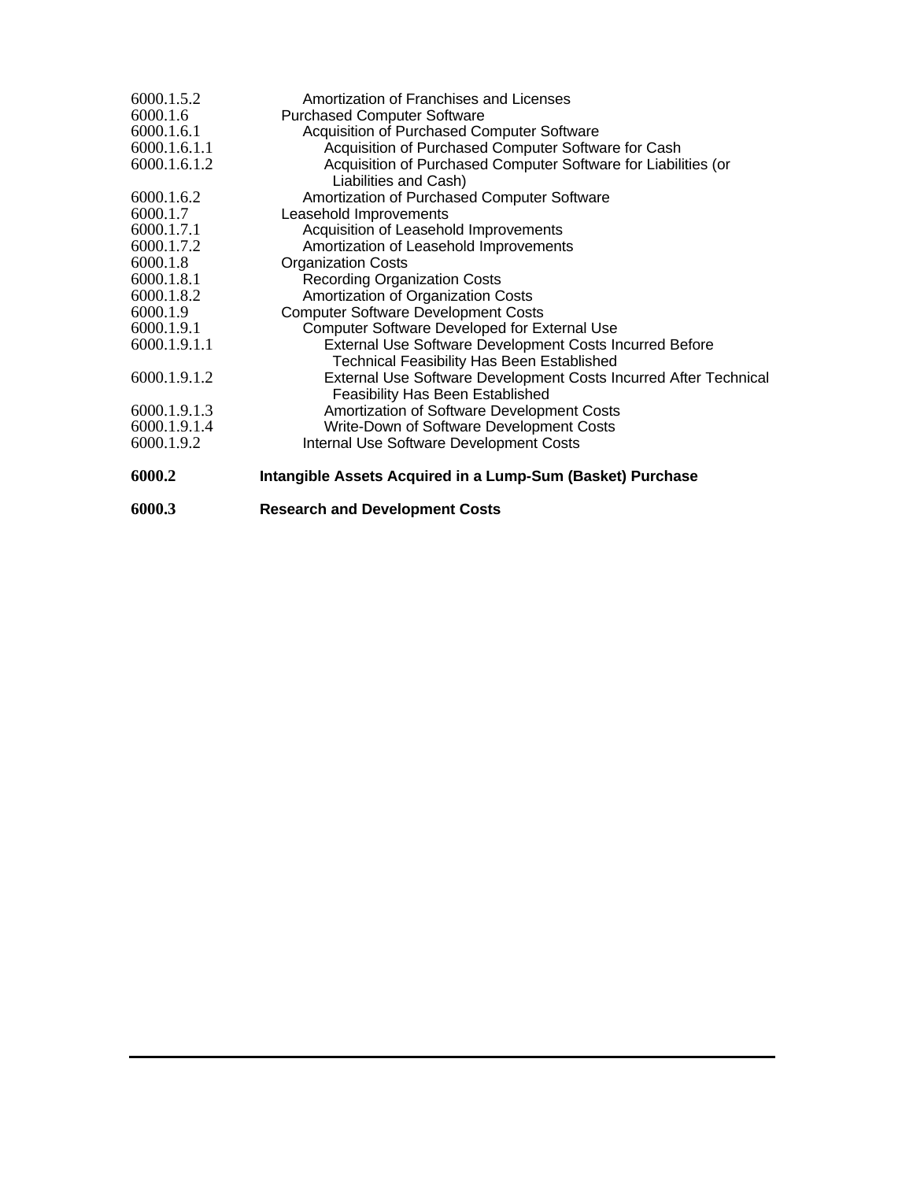| | |
|---|---|
| 6000.1.5.2 | Amortization of Franchises and Licenses |
| 6000.1.6 | Purchased Computer Software |
| 6000.1.6.1 | Acquisition of Purchased Computer Software |
| 6000.1.6.1.1 | Acquisition of Purchased Computer Software for Cash |
| 6000.1.6.1.2 | Acquisition of Purchased Computer Software for Liabilities (or Liabilities and Cash) |
| 6000.1.6.2 | Amortization of Purchased Computer Software |
| 6000.1.7 | Leasehold Improvements |
| 6000.1.7.1 | Acquisition of Leasehold Improvements |
| 6000.1.7.2 | Amortization of Leasehold Improvements |
| 6000.1.8 | Organization Costs |
| 6000.1.8.1 | Recording Organization Costs |
| 6000.1.8.2 | Amortization of Organization Costs |
| 6000.1.9 | Computer Software Development Costs |
| 6000.1.9.1 | Computer Software Developed for External Use |
| 6000.1.9.1.1 | External Use Software Development Costs Incurred Before Technical Feasibility Has Been Established |
| 6000.1.9.1.2 | External Use Software Development Costs Incurred After Technical Feasibility Has Been Established |
| 6000.1.9.1.3 | Amortization of Software Development Costs |
| 6000.1.9.1.4 | Write-Down of Software Development Costs |
| 6000.1.9.2 | Internal Use Software Development Costs |
| **6000.2** | **Intangible Assets Acquired in a Lump-Sum (Basket) Purchase** |
| **6000.3** | **Research and Development Costs** |